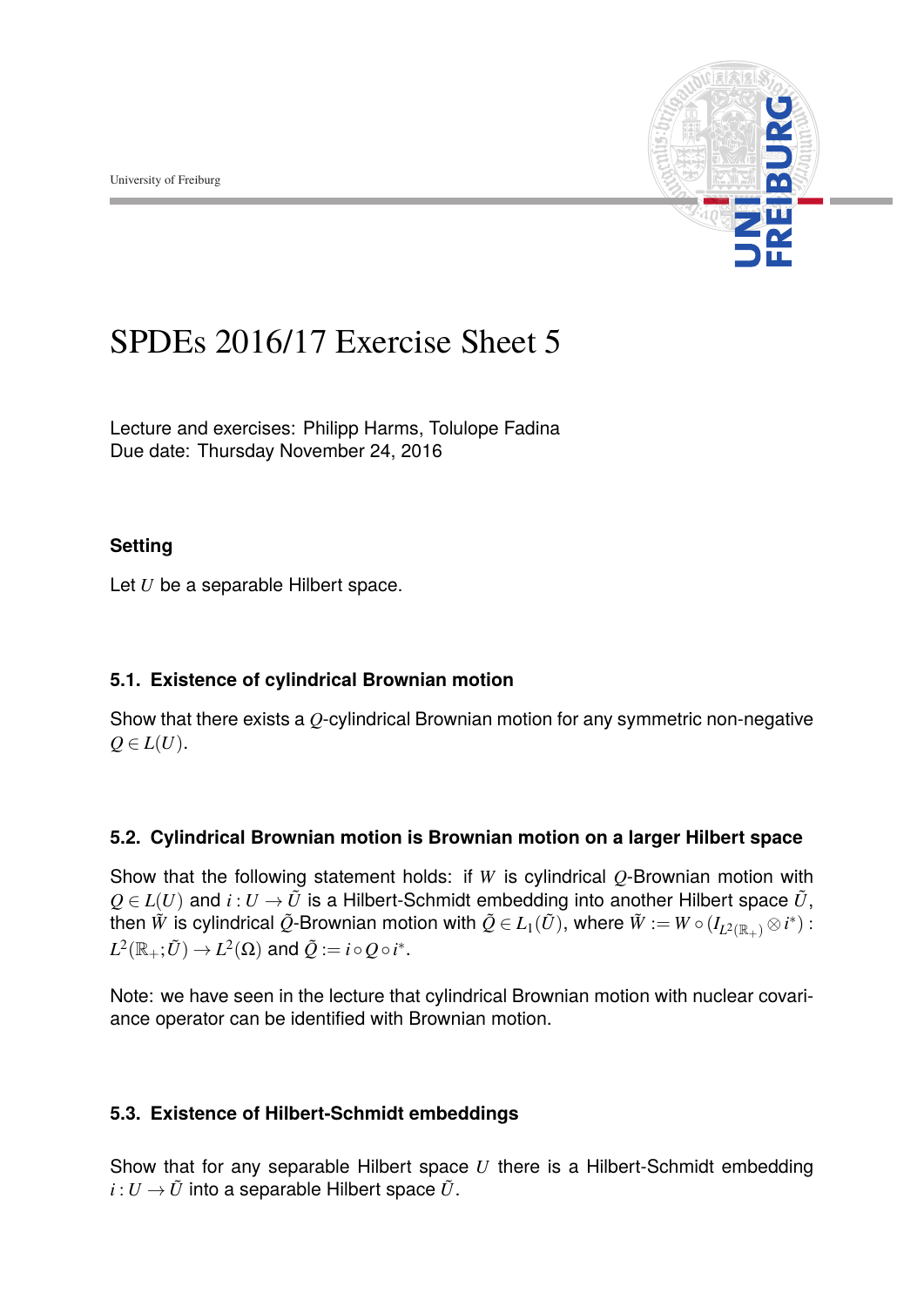# SPDEs 2016/17 Exercise Sheet 5

Lecture and exercises: Philipp Harms, Tolulope Fadina
Due date: Thursday November 24, 2016

### Setting

Let $U$ be a separable Hilbert space.

### 5.1. Existence of cylindrical Brownian motion

Show that there exists a $Q$-cylindrical Brownian motion for any symmetric non-negative $Q \in L(U)$.

### 5.2. Cylindrical Brownian motion is Brownian motion on a larger Hilbert space

Show that the following statement holds: if $W$ is cylindrical $Q$-Brownian motion with $Q \in L(U)$ and $i : U \to \tilde{U}$ is a Hilbert-Schmidt embedding into another Hilbert space $\tilde{U}$, then $\tilde{W}$ is cylindrical $\tilde{Q}$-Brownian motion with $\tilde{Q} \in L_1(\tilde{U})$, where $\tilde{W} := W \circ (I_{L^2(\mathbb{R}_+)} \otimes i^*) : L^2(\mathbb{R}_+; \tilde{U}) \to L^2(\Omega)$ and $\tilde{Q} := i \circ Q \circ i^*$.

Note: we have seen in the lecture that cylindrical Brownian motion with nuclear covariance operator can be identified with Brownian motion.

### 5.3. Existence of Hilbert-Schmidt embeddings

Show that for any separable Hilbert space $U$ there is a Hilbert-Schmidt embedding $i : U \to \tilde{U}$ into a separable Hilbert space $\tilde{U}$.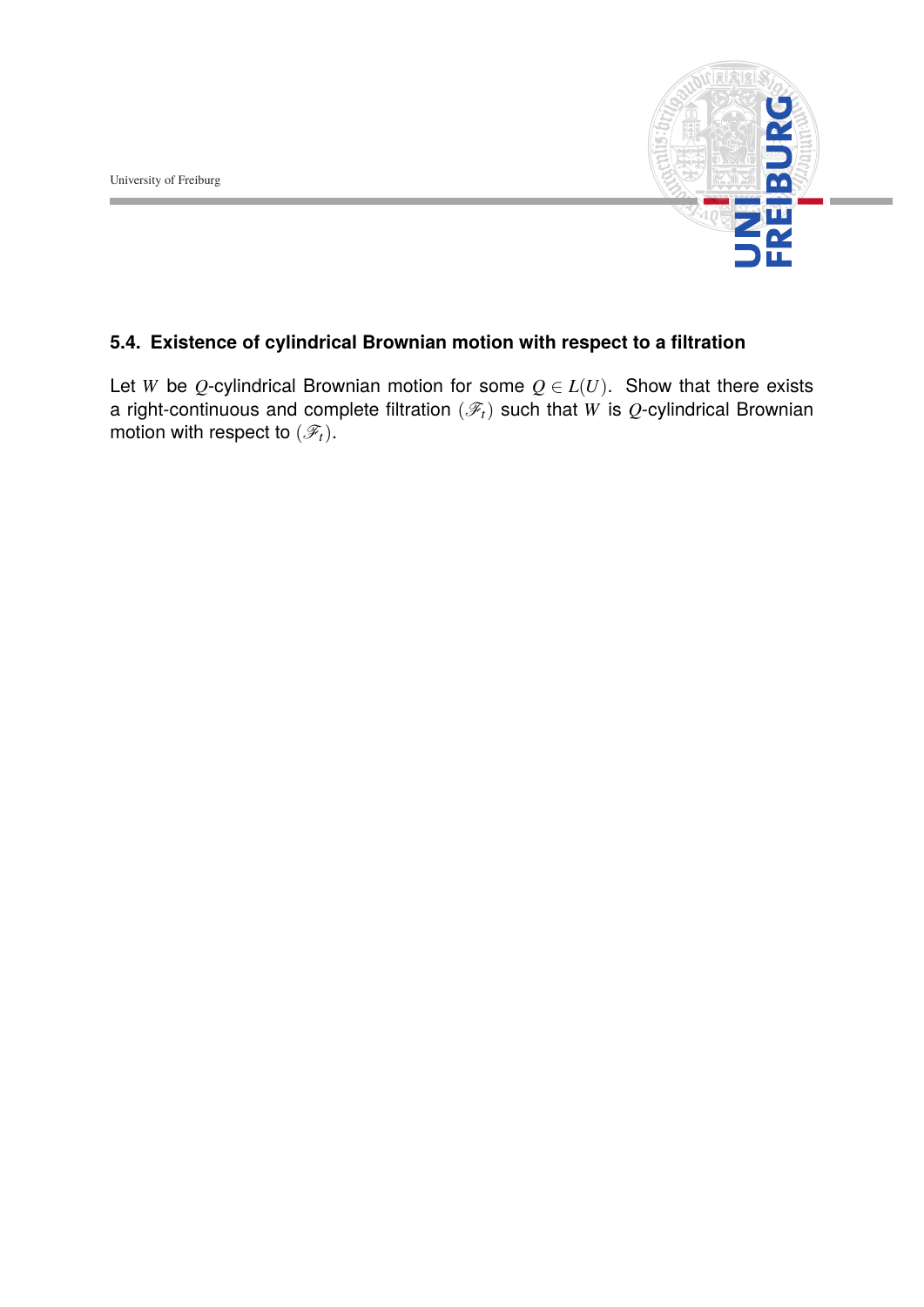### 5.4. Existence of cylindrical Brownian motion with respect to a filtration

Let $W$ be $Q$-cylindrical Brownian motion for some $Q \in L(U)$. Show that there exists a right-continuous and complete filtration $(\mathscr{F}_t)$ such that $W$ is $Q$-cylindrical Brownian motion with respect to $(\mathscr{F}_t)$.